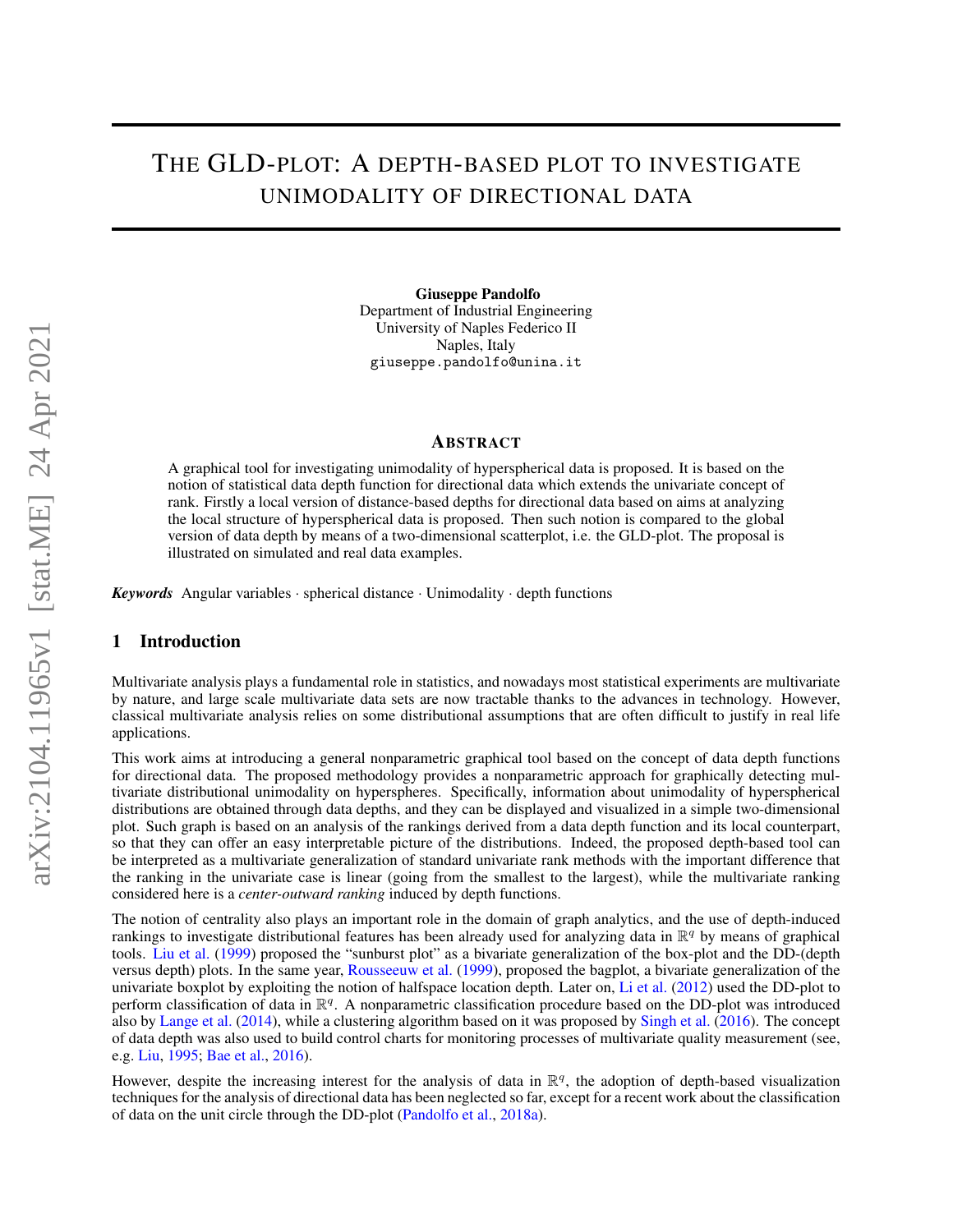# The GLD-plot: A depth-based plot to investigate unimodality of directional data

**Giuseppe Pandolfo**
Department of Industrial Engineering
University of Naples Federico II
Naples, Italy
giuseppe.pandolfo@unina.it

## Abstract

A graphical tool for investigating unimodality of hyperspherical data is proposed. It is based on the notion of statistical data depth function for directional data which extends the univariate concept of rank. Firstly a local version of distance-based depths for directional data based on aims at analyzing the local structure of hyperspherical data is proposed. Then such notion is compared to the global version of data depth by means of a two-dimensional scatterplot, i.e. the GLD-plot. The proposal is illustrated on simulated and real data examples.

***Keywords*** Angular variables · spherical distance · Unimodality · depth functions

## 1 Introduction

Multivariate analysis plays a fundamental role in statistics, and nowadays most statistical experiments are multivariate by nature, and large scale multivariate data sets are now tractable thanks to the advances in technology. However, classical multivariate analysis relies on some distributional assumptions that are often difficult to justify in real life applications.

This work aims at introducing a general nonparametric graphical tool based on the concept of data depth functions for directional data. The proposed methodology provides a nonparametric approach for graphically detecting multivariate distributional unimodality on hyperspheres. Specifically, information about unimodality of hyperspherical distributions are obtained through data depths, and they can be displayed and visualized in a simple two-dimensional plot. Such graph is based on an analysis of the rankings derived from a data depth function and its local counterpart, so that they can offer an easy interpretable picture of the distributions. Indeed, the proposed depth-based tool can be interpreted as a multivariate generalization of standard univariate rank methods with the important difference that the ranking in the univariate case is linear (going from the smallest to the largest), while the multivariate ranking considered here is a *center-outward ranking* induced by depth functions.

The notion of centrality also plays an important role in the domain of graph analytics, and the use of depth-induced rankings to investigate distributional features has been already used for analyzing data in $\mathbb{R}^q$ by means of graphical tools. Liu et al. (1999) proposed the "sunburst plot" as a bivariate generalization of the box-plot and the DD-(depth versus depth) plots. In the same year, Rousseeuw et al. (1999), proposed the bagplot, a bivariate generalization of the univariate boxplot by exploiting the notion of halfspace location depth. Later on, Li et al. (2012) used the DD-plot to perform classification of data in $\mathbb{R}^q$. A nonparametric classification procedure based on the DD-plot was introduced also by Lange et al. (2014), while a clustering algorithm based on it was proposed by Singh et al. (2016). The concept of data depth was also used to build control charts for monitoring processes of multivariate quality measurement (see, e.g. Liu, 1995; Bae et al., 2016).

However, despite the increasing interest for the analysis of data in $\mathbb{R}^q$, the adoption of depth-based visualization techniques for the analysis of directional data has been neglected so far, except for a recent work about the classification of data on the unit circle through the DD-plot (Pandolfo et al., 2018a).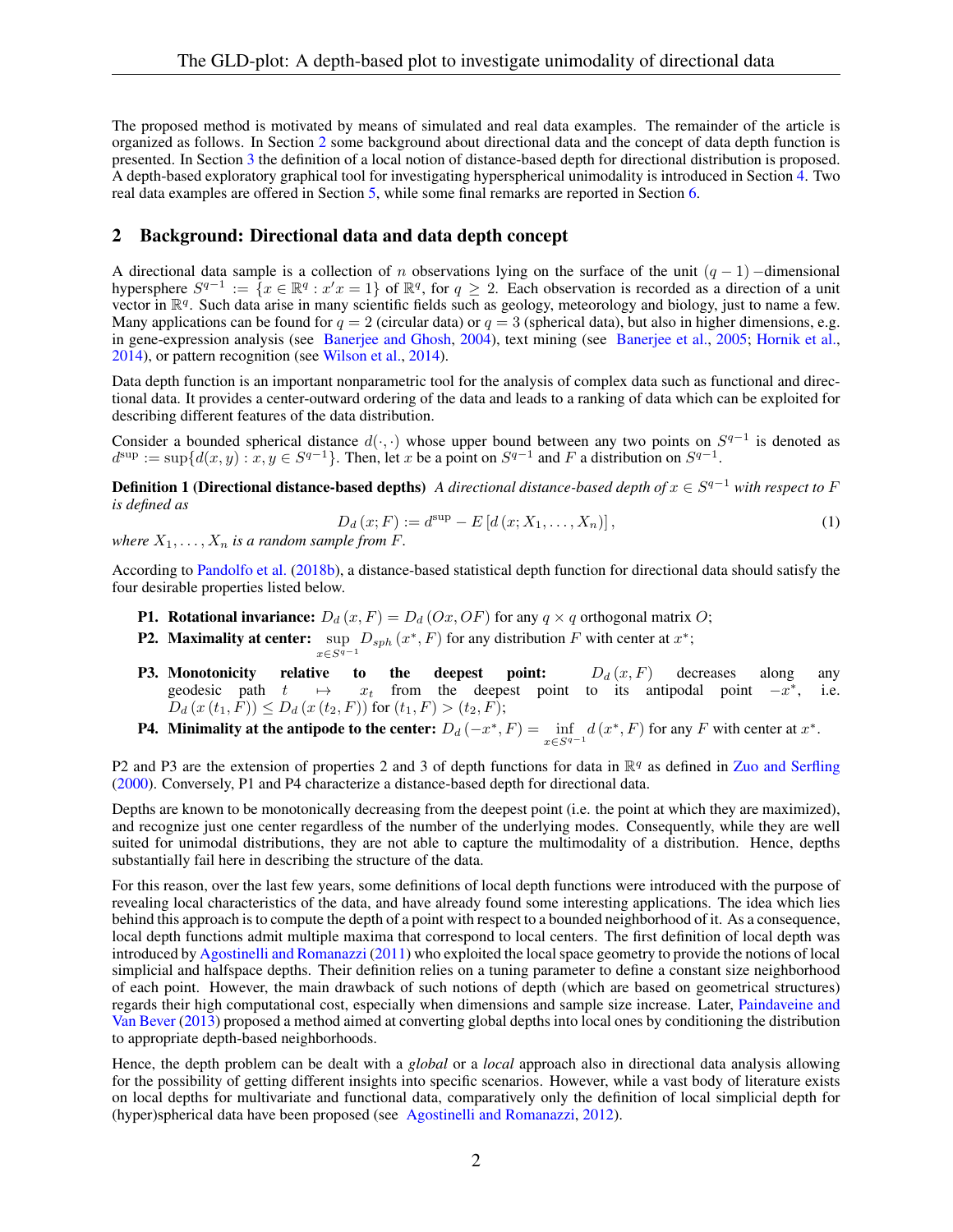The proposed method is motivated by means of simulated and real data examples. The remainder of the article is organized as follows. In Section 2 some background about directional data and the concept of data depth function is presented. In Section 3 the definition of a local notion of distance-based depth for directional distribution is proposed. A depth-based exploratory graphical tool for investigating hyperspherical unimodality is introduced in Section 4. Two real data examples are offered in Section 5, while some final remarks are reported in Section 6.

## 2 Background: Directional data and data depth concept

A directional data sample is a collection of $n$ observations lying on the surface of the unit $(q-1)$ −dimensional hypersphere $S^{q-1} := \{x \in \mathbb{R}^q : x'x = 1\}$ of $\mathbb{R}^q$, for $q \geq 2$. Each observation is recorded as a direction of a unit vector in $\mathbb{R}^q$. Such data arise in many scientific fields such as geology, meteorology and biology, just to name a few. Many applications can be found for $q = 2$ (circular data) or $q = 3$ (spherical data), but also in higher dimensions, e.g. in gene-expression analysis (see Banerjee and Ghosh, 2004), text mining (see Banerjee et al., 2005; Hornik et al., 2014), or pattern recognition (see Wilson et al., 2014).

Data depth function is an important nonparametric tool for the analysis of complex data such as functional and directional data. It provides a center-outward ordering of the data and leads to a ranking of data which can be exploited for describing different features of the data distribution.

Consider a bounded spherical distance $d(\cdot, \cdot)$ whose upper bound between any two points on $S^{q-1}$ is denoted as $d^{\sup} := \sup\{d(x, y) : x, y \in S^{q-1}\}$. Then, let $x$ be a point on $S^{q-1}$ and $F$ a distribution on $S^{q-1}$.

**Definition 1 (Directional distance-based depths)** *A directional distance-based depth of $x \in S^{q-1}$ with respect to $F$ is defined as*

$$D_d(x; F) := d^{\sup} - E\left[d\left(x; X_1, \ldots, X_n\right)\right], \tag{1}$$

*where $X_1, \ldots, X_n$ is a random sample from $F$.*

According to Pandolfo et al. (2018b), a distance-based statistical depth function for directional data should satisfy the four desirable properties listed below.

- **P1. Rotational invariance:** $D_d(x, F) = D_d(Ox, OF)$ for any $q \times q$ orthogonal matrix $O$;
- **P2. Maximality at center:** $\sup_{x \in S^{q-1}} D_{sph}(x^*, F)$ for any distribution $F$ with center at $x^*$;
- **P3. Monotonicity relative to the deepest point:** $D_d(x, F)$ decreases along any geodesic path $t \mapsto x_t$ from the deepest point to its antipodal point $-x^*$, i.e. $D_d(x(t_1, F)) \leq D_d(x(t_2, F))$ for $(t_1, F) > (t_2, F)$;
- **P4. Minimality at the antipode to the center:** $D_d(-x^*, F) = \inf_{x \in S^{q-1}} d(x^*, F)$ for any $F$ with center at $x^*$.

P2 and P3 are the extension of properties 2 and 3 of depth functions for data in $\mathbb{R}^q$ as defined in Zuo and Serfling (2000). Conversely, P1 and P4 characterize a distance-based depth for directional data.

Depths are known to be monotonically decreasing from the deepest point (i.e. the point at which they are maximized), and recognize just one center regardless of the number of the underlying modes. Consequently, while they are well suited for unimodal distributions, they are not able to capture the multimodality of a distribution. Hence, depths substantially fail here in describing the structure of the data.

For this reason, over the last few years, some definitions of local depth functions were introduced with the purpose of revealing local characteristics of the data, and have already found some interesting applications. The idea which lies behind this approach is to compute the depth of a point with respect to a bounded neighborhood of it. As a consequence, local depth functions admit multiple maxima that correspond to local centers. The first definition of local depth was introduced by Agostinelli and Romanazzi (2011) who exploited the local space geometry to provide the notions of local simplicial and halfspace depths. Their definition relies on a tuning parameter to define a constant size neighborhood of each point. However, the main drawback of such notions of depth (which are based on geometrical structures) regards their high computational cost, especially when dimensions and sample size increase. Later, Paindaveine and Van Bever (2013) proposed a method aimed at converting global depths into local ones by conditioning the distribution to appropriate depth-based neighborhoods.

Hence, the depth problem can be dealt with a *global* or a *local* approach also in directional data analysis allowing for the possibility of getting different insights into specific scenarios. However, while a vast body of literature exists on local depths for multivariate and functional data, comparatively only the definition of local simplicial depth for (hyper)spherical data have been proposed (see Agostinelli and Romanazzi, 2012).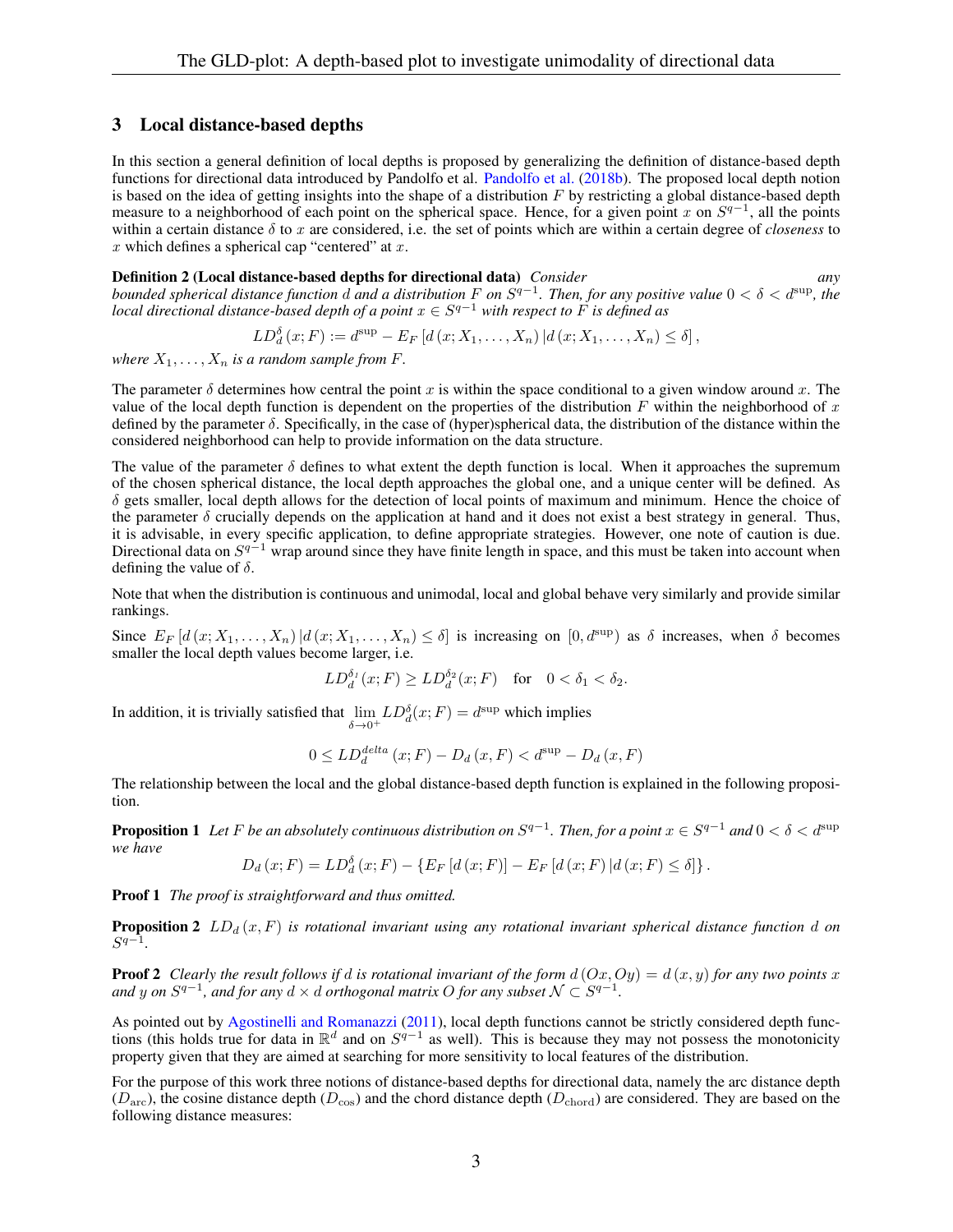## 3 Local distance-based depths

In this section a general definition of local depths is proposed by generalizing the definition of distance-based depth functions for directional data introduced by Pandolfo et al. Pandolfo et al. (2018b). The proposed local depth notion is based on the idea of getting insights into the shape of a distribution $F$ by restricting a global distance-based depth measure to a neighborhood of each point on the spherical space. Hence, for a given point $x$ on $S^{q-1}$, all the points within a certain distance $\delta$ to $x$ are considered, i.e. the set of points which are within a certain degree of *closeness* to $x$ which defines a spherical cap "centered" at $x$.

**Definition 2 (Local distance-based depths for directional data)** *Consider any bounded spherical distance function $d$ and a distribution $F$ on $S^{q-1}$. Then, for any positive value $0 < \delta < d^{\sup}$, the local directional distance-based depth of a point $x \in S^{q-1}$ with respect to $F$ is defined as*

$$LD_d^{\delta}(x; F) := d^{\sup} - E_F\left[d\left(x; X_1, \ldots, X_n\right) | d\left(x; X_1, \ldots, X_n\right) \leq \delta\right],$$

*where $X_1, \ldots, X_n$ is a random sample from $F$.*

The parameter $\delta$ determines how central the point $x$ is within the space conditional to a given window around $x$. The value of the local depth function is dependent on the properties of the distribution $F$ within the neighborhood of $x$ defined by the parameter $\delta$. Specifically, in the case of (hyper)spherical data, the distribution of the distance within the considered neighborhood can help to provide information on the data structure.

The value of the parameter $\delta$ defines to what extent the depth function is local. When it approaches the supremum of the chosen spherical distance, the local depth approaches the global one, and a unique center will be defined. As $\delta$ gets smaller, local depth allows for the detection of local points of maximum and minimum. Hence the choice of the parameter $\delta$ crucially depends on the application at hand and it does not exist a best strategy in general. Thus, it is advisable, in every specific application, to define appropriate strategies. However, one note of caution is due. Directional data on $S^{q-1}$ wrap around since they have finite length in space, and this must be taken into account when defining the value of $\delta$.

Note that when the distribution is continuous and unimodal, local and global behave very similarly and provide similar rankings.

Since $E_F\left[d\left(x; X_1, \ldots, X_n\right) | d\left(x; X_1, \ldots, X_n\right) \leq \delta\right]$ is increasing on $[0, d^{\sup})$ as $\delta$ increases, when $\delta$ becomes smaller the local depth values become larger, i.e.

$$LD_d^{\delta_1}(x; F) \geq LD_d^{\delta_2}(x; F) \quad \text{for} \quad 0 < \delta_1 < \delta_2.$$

In addition, it is trivially satisfied that $\lim_{\delta \to 0^+} LD_d^{\delta}(x; F) = d^{\sup}$ which implies

$$0 \leq LD_d^{delta}(x; F) - D_d(x, F) < d^{\sup} - D_d(x, F)$$

The relationship between the local and the global distance-based depth function is explained in the following proposition.

**Proposition 1** *Let $F$ be an absolutely continuous distribution on $S^{q-1}$. Then, for a point $x \in S^{q-1}$ and $0 < \delta < d^{\sup}$ we have*

$$D_d(x; F) = LD_d^{\delta}(x; F) - \{E_F[d(x; F)] - E_F[d(x; F) | d(x; F) \leq \delta]\}.$$

**Proof 1** *The proof is straightforward and thus omitted.*

**Proposition 2** *$LD_d(x, F)$ is rotational invariant using any rotational invariant spherical distance function $d$ on $S^{q-1}$.*

**Proof 2** *Clearly the result follows if $d$ is rotational invariant of the form $d(Ox, Oy) = d(x, y)$ for any two points $x$ and $y$ on $S^{q-1}$, and for any $d \times d$ orthogonal matrix $O$ for any subset $\mathcal{N} \subset S^{q-1}$.*

As pointed out by Agostinelli and Romanazzi (2011), local depth functions cannot be strictly considered depth functions (this holds true for data in $\mathbb{R}^d$ and on $S^{q-1}$ as well). This is because they may not possess the monotonicity property given that they are aimed at searching for more sensitivity to local features of the distribution.

For the purpose of this work three notions of distance-based depths for directional data, namely the arc distance depth ($D_{\text{arc}}$), the cosine distance depth ($D_{\cos}$) and the chord distance depth ($D_{\text{chord}}$) are considered. They are based on the following distance measures: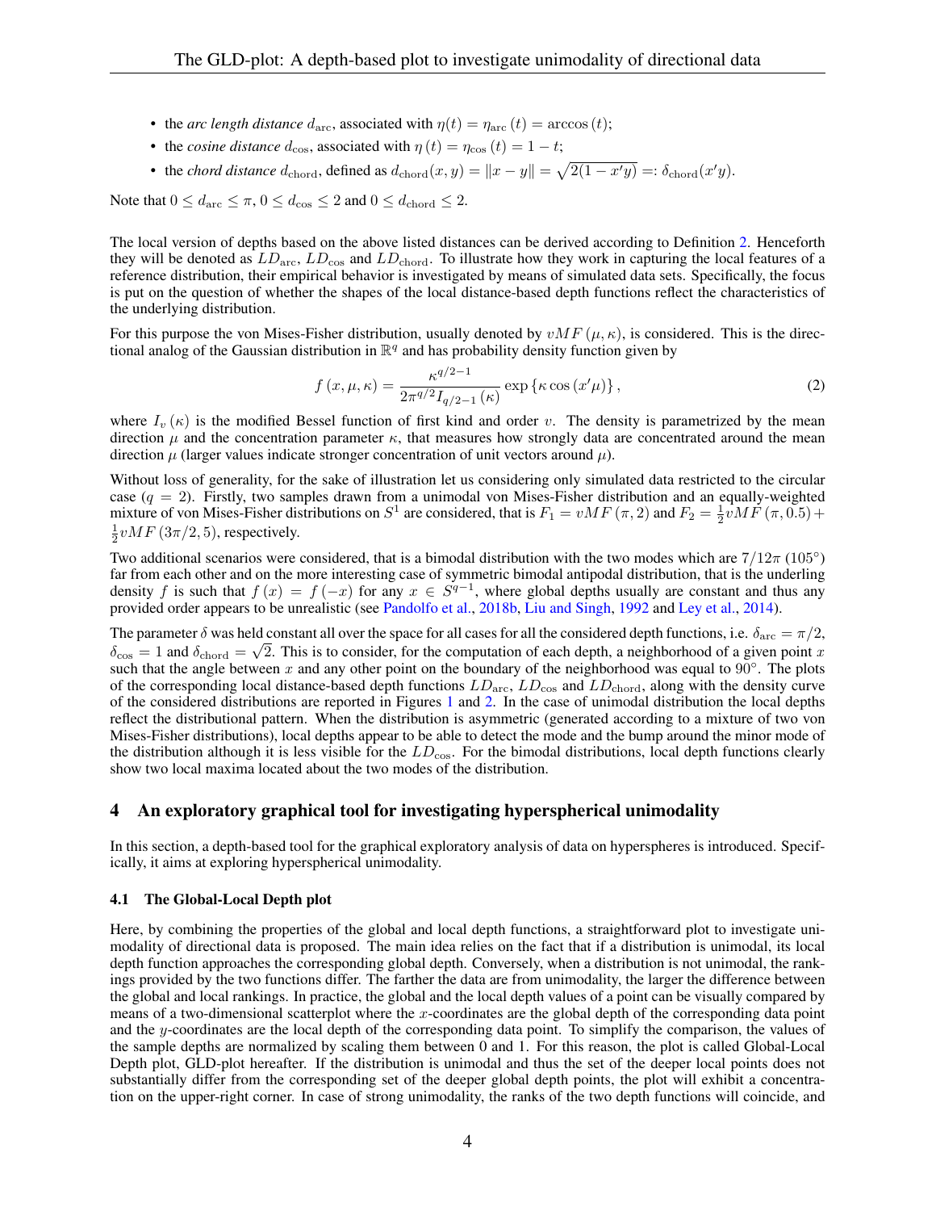- the *arc length distance* $d_{\text{arc}}$, associated with $\eta(t) = \eta_{\text{arc}}(t) = \arccos(t)$;
- the *cosine distance* $d_{\cos}$, associated with $\eta(t) = \eta_{\cos}(t) = 1 - t$;
- the *chord distance* $d_{\text{chord}}$, defined as $d_{\text{chord}}(x, y) = \|x - y\| = \sqrt{2(1 - x'y)} =: \delta_{\text{chord}}(x'y)$.

Note that $0 \leq d_{\text{arc}} \leq \pi$, $0 \leq d_{\cos} \leq 2$ and $0 \leq d_{\text{chord}} \leq 2$.

The local version of depths based on the above listed distances can be derived according to Definition 2. Henceforth they will be denoted as $LD_{\text{arc}}$, $LD_{\cos}$ and $LD_{\text{chord}}$. To illustrate how they work in capturing the local features of a reference distribution, their empirical behavior is investigated by means of simulated data sets. Specifically, the focus is put on the question of whether the shapes of the local distance-based depth functions reflect the characteristics of the underlying distribution.

For this purpose the von Mises-Fisher distribution, usually denoted by $vMF(\mu, \kappa)$, is considered. This is the directional analog of the Gaussian distribution in $\mathbb{R}^q$ and has probability density function given by

$$f(x, \mu, \kappa) = \frac{\kappa^{q/2-1}}{2\pi^{q/2} I_{q/2-1}(\kappa)} \exp\{\kappa \cos(x'\mu)\}, \tag{2}$$

where $I_v(\kappa)$ is the modified Bessel function of first kind and order $v$. The density is parametrized by the mean direction $\mu$ and the concentration parameter $\kappa$, that measures how strongly data are concentrated around the mean direction $\mu$ (larger values indicate stronger concentration of unit vectors around $\mu$).

Without loss of generality, for the sake of illustration let us considering only simulated data restricted to the circular case ($q = 2$). Firstly, two samples drawn from a unimodal von Mises-Fisher distribution and an equally-weighted mixture of von Mises-Fisher distributions on $S^1$ are considered, that is $F_1 = vMF(\pi, 2)$ and $F_2 = \frac{1}{2} vMF(\pi, 0.5) + \frac{1}{2} vMF(3\pi/2, 5)$, respectively.

Two additional scenarios were considered, that is a bimodal distribution with the two modes which are $7/12\pi$ ($105°$) far from each other and on the more interesting case of symmetric bimodal antipodal distribution, that is the underling density $f$ is such that $f(x) = f(-x)$ for any $x \in S^{q-1}$, where global depths usually are constant and thus any provided order appears to be unrealistic (see Pandolfo et al., 2018b, Liu and Singh, 1992 and Ley et al., 2014).

The parameter $\delta$ was held constant all over the space for all cases for all the considered depth functions, i.e. $\delta_{\text{arc}} = \pi/2$, $\delta_{\cos} = 1$ and $\delta_{\text{chord}} = \sqrt{2}$. This is to consider, for the computation of each depth, a neighborhood of a given point $x$ such that the angle between $x$ and any other point on the boundary of the neighborhood was equal to $90°$. The plots of the corresponding local distance-based depth functions $LD_{\text{arc}}$, $LD_{\cos}$ and $LD_{\text{chord}}$, along with the density curve of the considered distributions are reported in Figures 1 and 2. In the case of unimodal distribution the local depths reflect the distributional pattern. When the distribution is asymmetric (generated according to a mixture of two von Mises-Fisher distributions), local depths appear to be able to detect the mode and the bump around the minor mode of the distribution although it is less visible for the $LD_{\cos}$. For the bimodal distributions, local depth functions clearly show two local maxima located about the two modes of the distribution.

## 4 An exploratory graphical tool for investigating hyperspherical unimodality

In this section, a depth-based tool for the graphical exploratory analysis of data on hyperspheres is introduced. Specifically, it aims at exploring hyperspherical unimodality.

### 4.1 The Global-Local Depth plot

Here, by combining the properties of the global and local depth functions, a straightforward plot to investigate unimodality of directional data is proposed. The main idea relies on the fact that if a distribution is unimodal, its local depth function approaches the corresponding global depth. Conversely, when a distribution is not unimodal, the rankings provided by the two functions differ. The farther the data are from unimodality, the larger the difference between the global and local rankings. In practice, the global and the local depth values of a point can be visually compared by means of a two-dimensional scatterplot where the $x$-coordinates are the global depth of the corresponding data point and the $y$-coordinates are the local depth of the corresponding data point. To simplify the comparison, the values of the sample depths are normalized by scaling them between 0 and 1. For this reason, the plot is called Global-Local Depth plot, GLD-plot hereafter. If the distribution is unimodal and thus the set of the deeper local points does not substantially differ from the corresponding set of the deeper global depth points, the plot will exhibit a concentration on the upper-right corner. In case of strong unimodality, the ranks of the two depth functions will coincide, and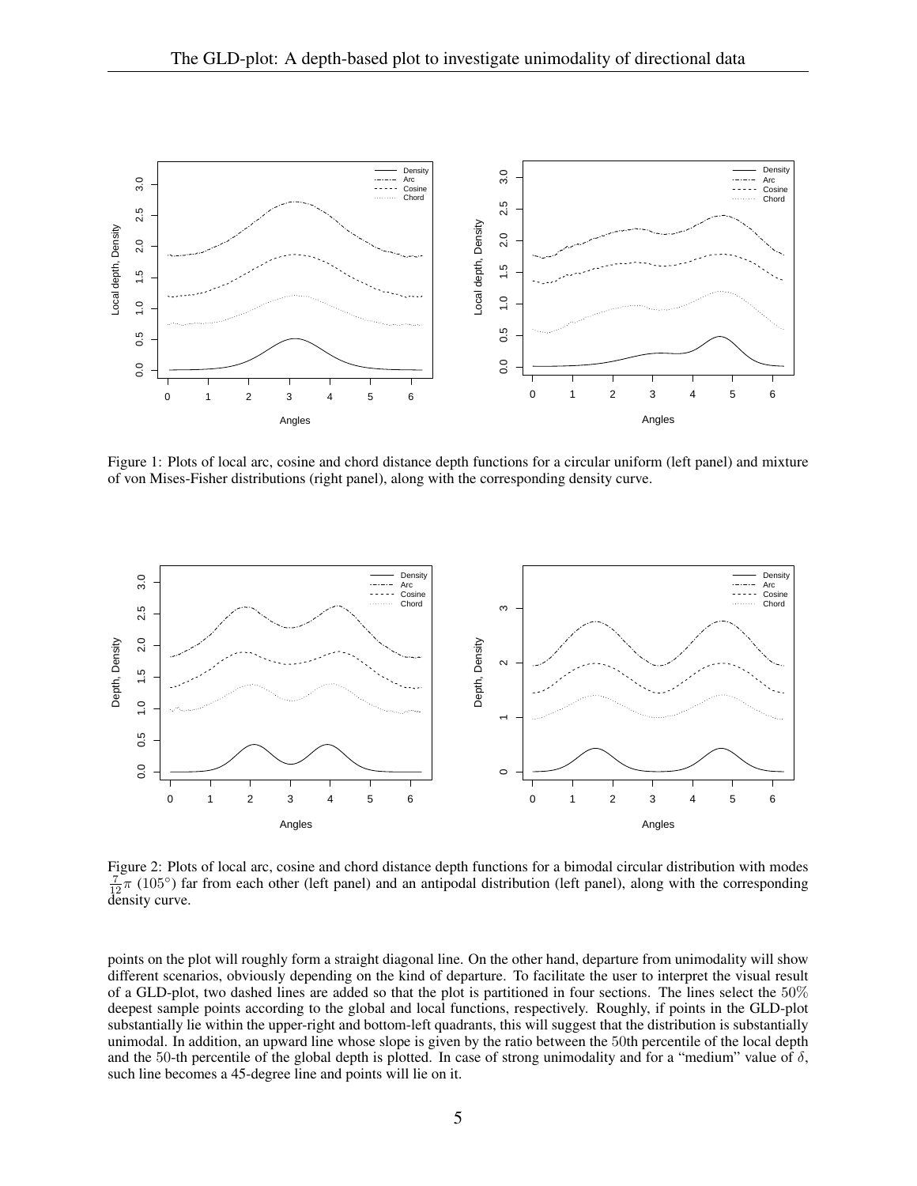Density
Arc
Cosine
Chord

Local depth, Density

0.0 0.5 1.0 1.5 2.0 2.5 3.0

0 1 2 3 4 5 6

Angles

Density
Arc
Cosine
Chord

Local depth, Density

0.0 0.5 1.0 1.5 2.0 2.5 3.0

0 1 2 3 4 5 6

Angles

Figure 1: Plots of local arc, cosine and chord distance depth functions for a circular uniform (left panel) and mixture of von Mises-Fisher distributions (right panel), along with the corresponding density curve.

Density
Arc
Cosine
Chord

Depth, Density

0.0 0.5 1.0 1.5 2.0 2.5 3.0

0 1 2 3 4 5 6

Angles

Density
Arc
Cosine
Chord

Depth, Density

0 1 2 3

0 1 2 3 4 5 6

Angles

Figure 2: Plots of local arc, cosine and chord distance depth functions for a bimodal circular distribution with modes $\frac{7}{12}\pi$ ($105^{\circ}$) far from each other (left panel) and an antipodal distribution (left panel), along with the corresponding density curve.

points on the plot will roughly form a straight diagonal line. On the other hand, departure from unimodality will show different scenarios, obviously depending on the kind of departure. To facilitate the user to interpret the visual result of a GLD-plot, two dashed lines are added so that the plot is partitioned in four sections. The lines select the $50\%$ deepest sample points according to the global and local functions, respectively. Roughly, if points in the GLD-plot substantially lie within the upper-right and bottom-left quadrants, this will suggest that the distribution is substantially unimodal. In addition, an upward line whose slope is given by the ratio between the $50$th percentile of the local depth and the $50$-th percentile of the global depth is plotted. In case of strong unimodality and for a "medium" value of $\delta$, such line becomes a 45-degree line and points will lie on it.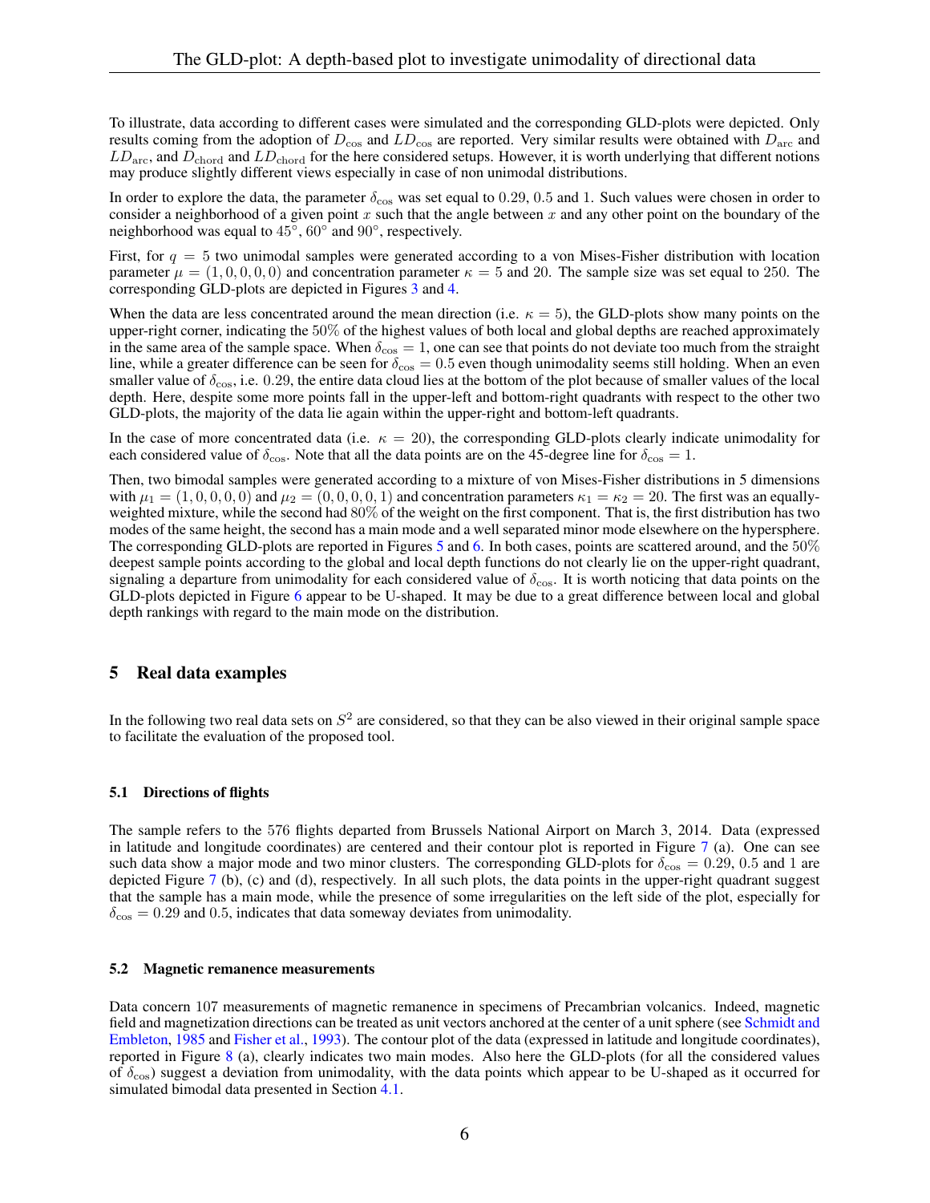To illustrate, data according to different cases were simulated and the corresponding GLD-plots were depicted. Only results coming from the adoption of $D_{\cos}$ and $LD_{\cos}$ are reported. Very similar results were obtained with $D_{\text{arc}}$ and $LD_{\text{arc}}$, and $D_{\text{chord}}$ and $LD_{\text{chord}}$ for the here considered setups. However, it is worth underlying that different notions may produce slightly different views especially in case of non unimodal distributions.

In order to explore the data, the parameter $\delta_{\cos}$ was set equal to $0.29$, $0.5$ and $1$. Such values were chosen in order to consider a neighborhood of a given point $x$ such that the angle between $x$ and any other point on the boundary of the neighborhood was equal to $45°$, $60°$ and $90°$, respectively.

First, for $q = 5$ two unimodal samples were generated according to a von Mises-Fisher distribution with location parameter $\mu = (1, 0, 0, 0, 0)$ and concentration parameter $\kappa = 5$ and $20$. The sample size was set equal to $250$. The corresponding GLD-plots are depicted in Figures 3 and 4.

When the data are less concentrated around the mean direction (i.e. $\kappa = 5$), the GLD-plots show many points on the upper-right corner, indicating the $50\%$ of the highest values of both local and global depths are reached approximately in the same area of the sample space. When $\delta_{\cos} = 1$, one can see that points do not deviate too much from the straight line, while a greater difference can be seen for $\delta_{\cos} = 0.5$ even though unimodality seems still holding. When an even smaller value of $\delta_{\cos}$, i.e. $0.29$, the entire data cloud lies at the bottom of the plot because of smaller values of the local depth. Here, despite some more points fall in the upper-left and bottom-right quadrants with respect to the other two GLD-plots, the majority of the data lie again within the upper-right and bottom-left quadrants.

In the case of more concentrated data (i.e. $\kappa = 20$), the corresponding GLD-plots clearly indicate unimodality for each considered value of $\delta_{\cos}$. Note that all the data points are on the 45-degree line for $\delta_{\cos} = 1$.

Then, two bimodal samples were generated according to a mixture of von Mises-Fisher distributions in 5 dimensions with $\mu_1 = (1, 0, 0, 0, 0)$ and $\mu_2 = (0, 0, 0, 0, 1)$ and concentration parameters $\kappa_1 = \kappa_2 = 20$. The first was an equally-weighted mixture, while the second had $80\%$ of the weight on the first component. That is, the first distribution has two modes of the same height, the second has a main mode and a well separated minor mode elsewhere on the hypersphere. The corresponding GLD-plots are reported in Figures 5 and 6. In both cases, points are scattered around, and the $50\%$ deepest sample points according to the global and local depth functions do not clearly lie on the upper-right quadrant, signaling a departure from unimodality for each considered value of $\delta_{\cos}$. It is worth noticing that data points on the GLD-plots depicted in Figure 6 appear to be U-shaped. It may be due to a great difference between local and global depth rankings with regard to the main mode on the distribution.

## 5 Real data examples

In the following two real data sets on $S^2$ are considered, so that they can be also viewed in their original sample space to facilitate the evaluation of the proposed tool.

### 5.1 Directions of flights

The sample refers to the 576 flights departed from Brussels National Airport on March 3, 2014. Data (expressed in latitude and longitude coordinates) are centered and their contour plot is reported in Figure 7 (a). One can see such data show a major mode and two minor clusters. The corresponding GLD-plots for $\delta_{\cos} = 0.29$, $0.5$ and $1$ are depicted Figure 7 (b), (c) and (d), respectively. In all such plots, the data points in the upper-right quadrant suggest that the sample has a main mode, while the presence of some irregularities on the left side of the plot, especially for $\delta_{\cos} = 0.29$ and $0.5$, indicates that data someway deviates from unimodality.

### 5.2 Magnetic remanence measurements

Data concern 107 measurements of magnetic remanence in specimens of Precambrian volcanics. Indeed, magnetic field and magnetization directions can be treated as unit vectors anchored at the center of a unit sphere (see Schmidt and Embleton, 1985 and Fisher et al., 1993). The contour plot of the data (expressed in latitude and longitude coordinates), reported in Figure 8 (a), clearly indicates two main modes. Also here the GLD-plots (for all the considered values of $\delta_{\cos}$) suggest a deviation from unimodality, with the data points which appear to be U-shaped as it occurred for simulated bimodal data presented in Section 4.1.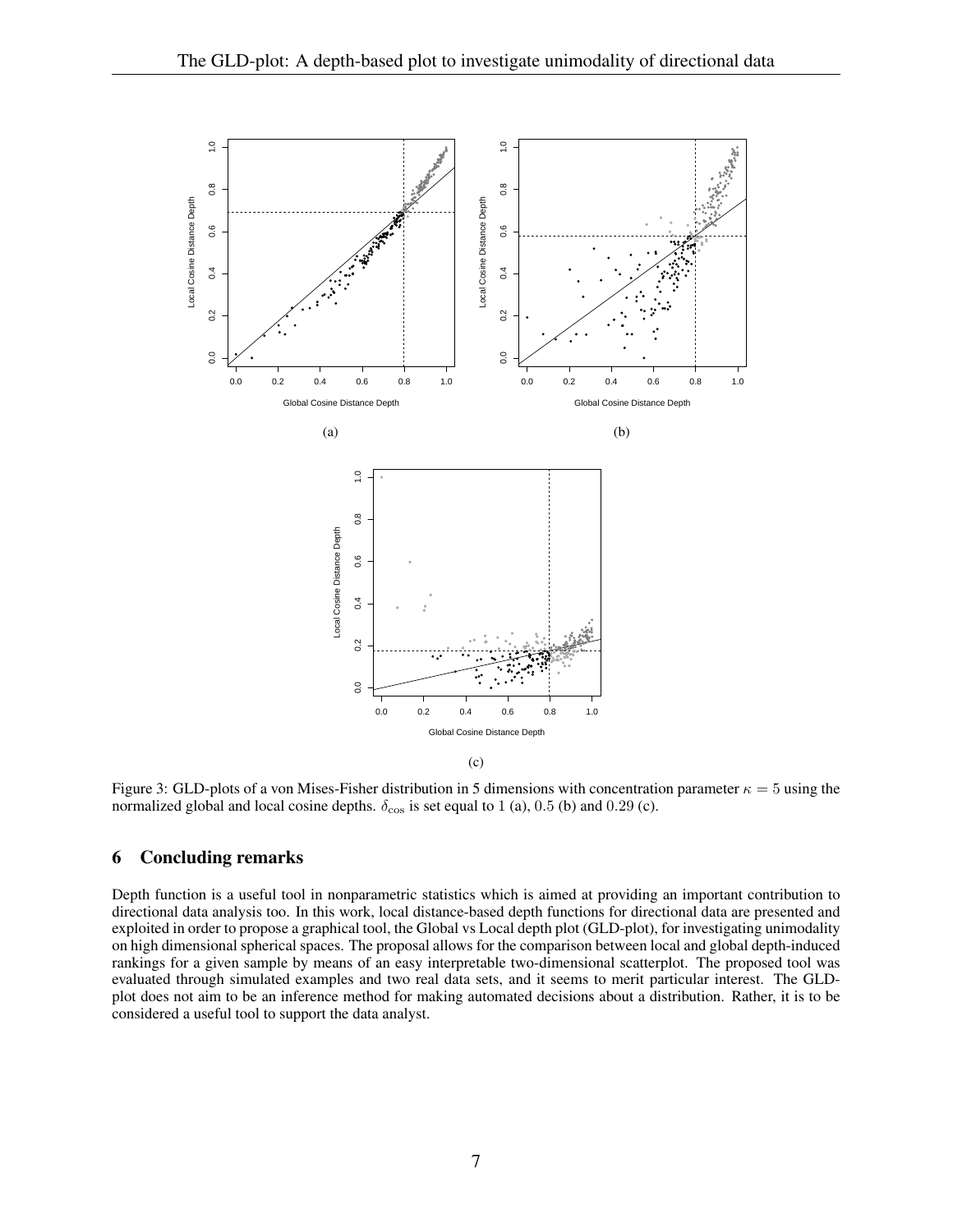Figure 3: GLD-plots of a von Mises-Fisher distribution in 5 dimensions with concentration parameter $\kappa = 5$ using the normalized global and local cosine depths. $\delta_{\cos}$ is set equal to 1 (a), 0.5 (b) and 0.29 (c).

## 6 Concluding remarks

Depth function is a useful tool in nonparametric statistics which is aimed at providing an important contribution to directional data analysis too. In this work, local distance-based depth functions for directional data are presented and exploited in order to propose a graphical tool, the Global vs Local depth plot (GLD-plot), for investigating unimodality on high dimensional spherical spaces. The proposal allows for the comparison between local and global depth-induced rankings for a given sample by means of an easy interpretable two-dimensional scatterplot. The proposed tool was evaluated through simulated examples and two real data sets, and it seems to merit particular interest. The GLD-plot does not aim to be an inference method for making automated decisions about a distribution. Rather, it is to be considered a useful tool to support the data analyst.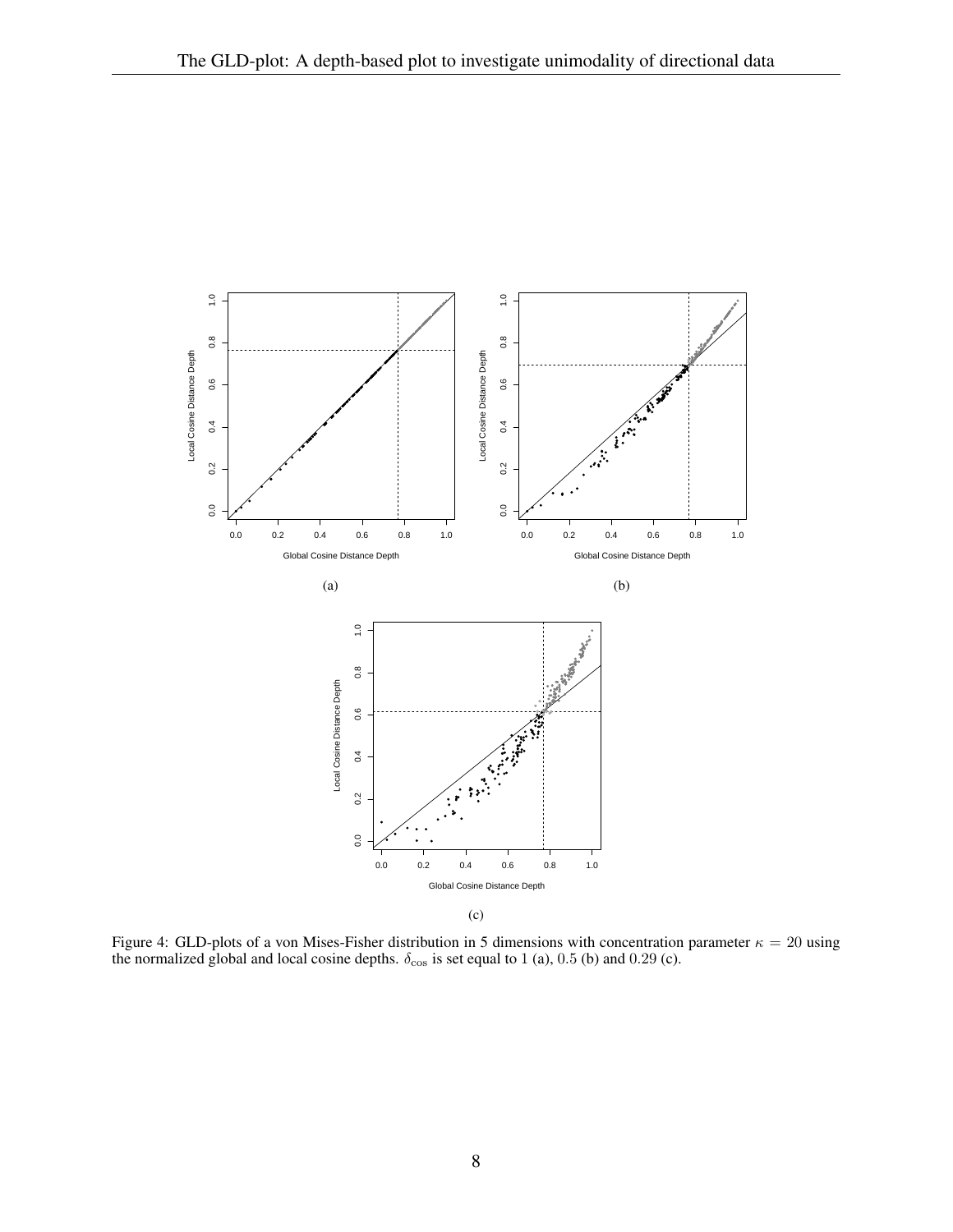Local Cosine Distance Depth

Global Cosine Distance Depth

0.0 0.2 0.4 0.6 0.8 1.0

(a)

Local Cosine Distance Depth

Global Cosine Distance Depth

0.0 0.2 0.4 0.6 0.8 1.0

(b)

Local Cosine Distance Depth

Global Cosine Distance Depth

0.0 0.2 0.4 0.6 0.8 1.0

(c)

Figure 4: GLD-plots of a von Mises-Fisher distribution in 5 dimensions with concentration parameter $\kappa = 20$ using the normalized global and local cosine depths. $\delta_{\cos}$ is set equal to 1 (a), 0.5 (b) and 0.29 (c).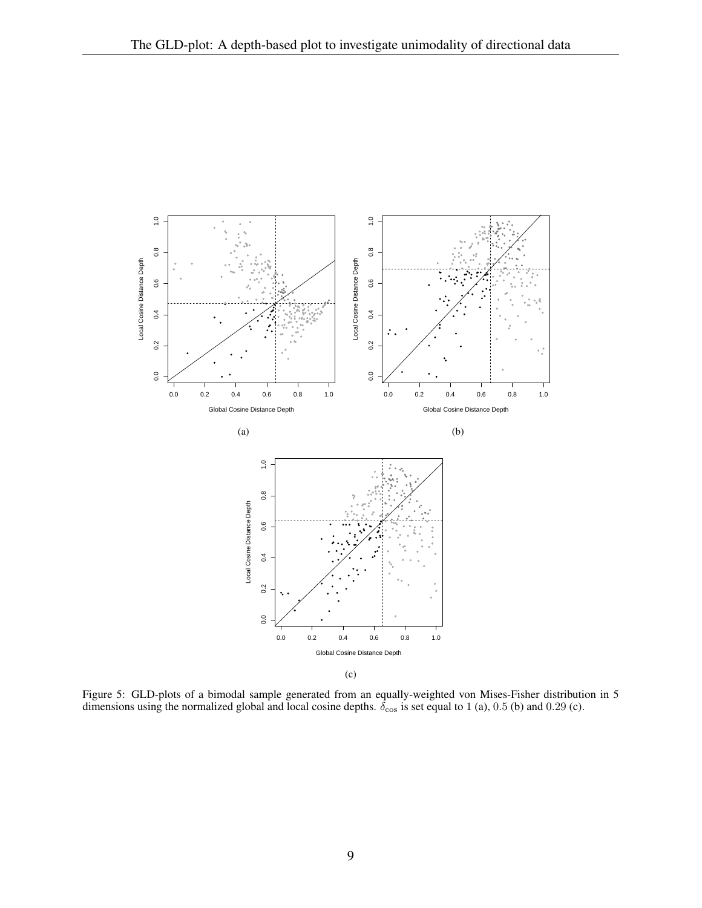Local Cosine Distance Depth

Global Cosine Distance Depth

0.0 0.2 0.4 0.6 0.8 1.0

(a)

Local Cosine Distance Depth

Global Cosine Distance Depth

0.0 0.2 0.4 0.6 0.8 1.0

(b)

Local Cosine Distance Depth

Global Cosine Distance Depth

0.0 0.2 0.4 0.6 0.8 1.0

(c)

Figure 5: GLD-plots of a bimodal sample generated from an equally-weighted von Mises-Fisher distribution in 5 dimensions using the normalized global and local cosine depths. $\delta_{\cos}$ is set equal to 1 (a), 0.5 (b) and 0.29 (c).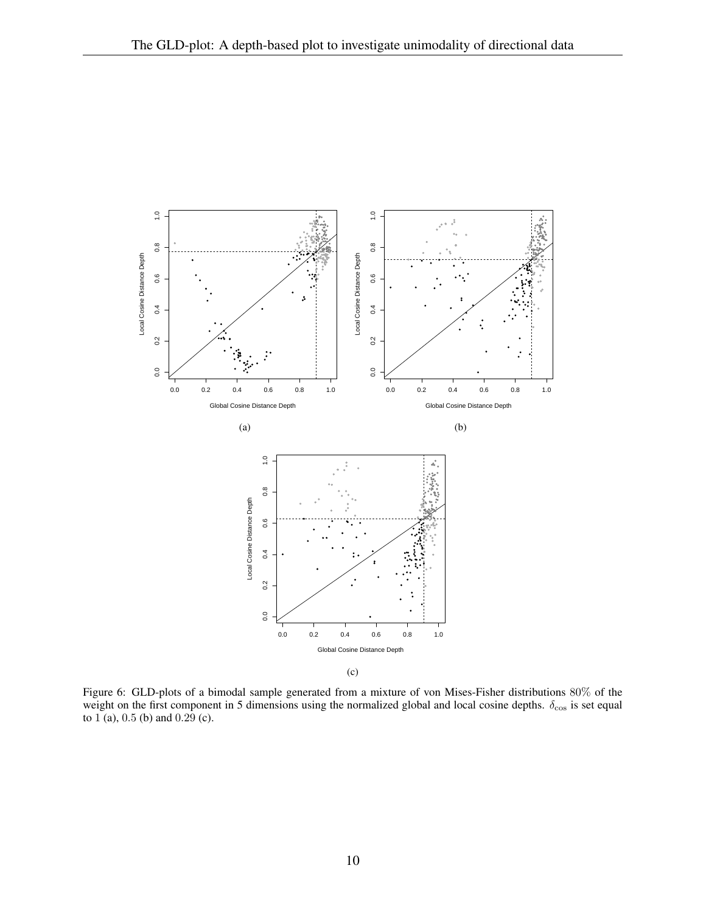Local Cosine Distance Depth

Global Cosine Distance Depth

0.0 0.2 0.4 0.6 0.8 1.0

(a)

Local Cosine Distance Depth

Global Cosine Distance Depth

0.0 0.2 0.4 0.6 0.8 1.0

(b)

Local Cosine Distance Depth

Global Cosine Distance Depth

0.0 0.2 0.4 0.6 0.8 1.0

(c)

Figure 6: GLD-plots of a bimodal sample generated from a mixture of von Mises-Fisher distributions 80% of the weight on the first component in 5 dimensions using the normalized global and local cosine depths. $\delta_{\cos}$ is set equal to 1 (a), 0.5 (b) and 0.29 (c).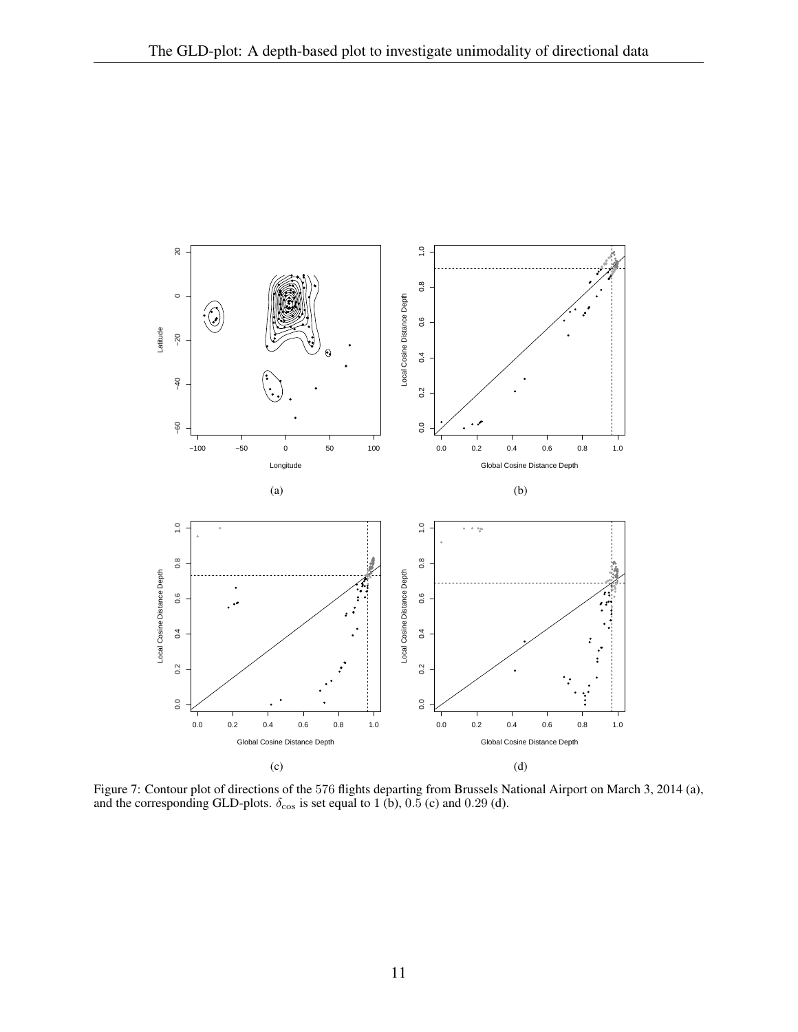(a)

Latitude

Longitude

20

0

−20

−40

−60

−100 −50 0 50 100

(b)

Local Cosine Distance Depth

Global Cosine Distance Depth

0.0 0.2 0.4 0.6 0.8 1.0

0.0 0.2 0.4 0.6 0.8 1.0

(c)

Local Cosine Distance Depth

Global Cosine Distance Depth

0.0 0.2 0.4 0.6 0.8 1.0

0.0 0.2 0.4 0.6 0.8 1.0

(d)

Local Cosine Distance Depth

Global Cosine Distance Depth

0.0 0.2 0.4 0.6 0.8 1.0

0.0 0.2 0.4 0.6 0.8 1.0

Figure 7: Contour plot of directions of the 576 flights departing from Brussels National Airport on March 3, 2014 (a), and the corresponding GLD-plots. $\delta_{\cos}$ is set equal to 1 (b), 0.5 (c) and 0.29 (d).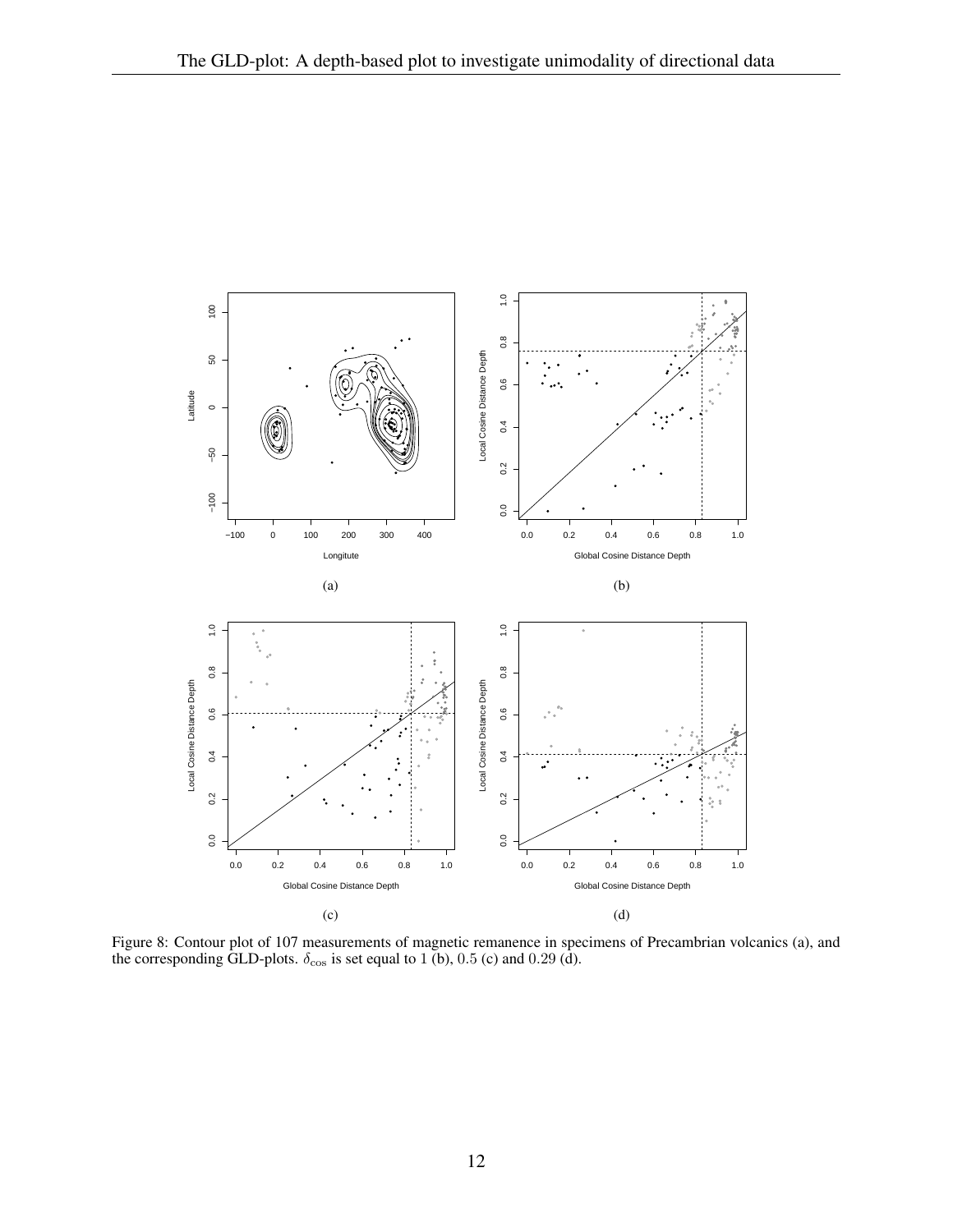(a)

Latitude

Longitude

100

50

0

−50

−100

−100 0 100 200 300 400

(b)

Local Cosine Distance Depth

Global Cosine Distance Depth

0.0 0.2 0.4 0.6 0.8 1.0

0.0 0.2 0.4 0.6 0.8 1.0

(c)

Local Cosine Distance Depth

Global Cosine Distance Depth

0.0 0.2 0.4 0.6 0.8 1.0

0.0 0.2 0.4 0.6 0.8 1.0

(d)

Local Cosine Distance Depth

Global Cosine Distance Depth

0.0 0.2 0.4 0.6 0.8 1.0

0.0 0.2 0.4 0.6 0.8 1.0

Figure 8: Contour plot of 107 measurements of magnetic remanence in specimens of Precambrian volcanics (a), and the corresponding GLD-plots. $\delta_{\cos}$ is set equal to 1 (b), 0.5 (c) and 0.29 (d).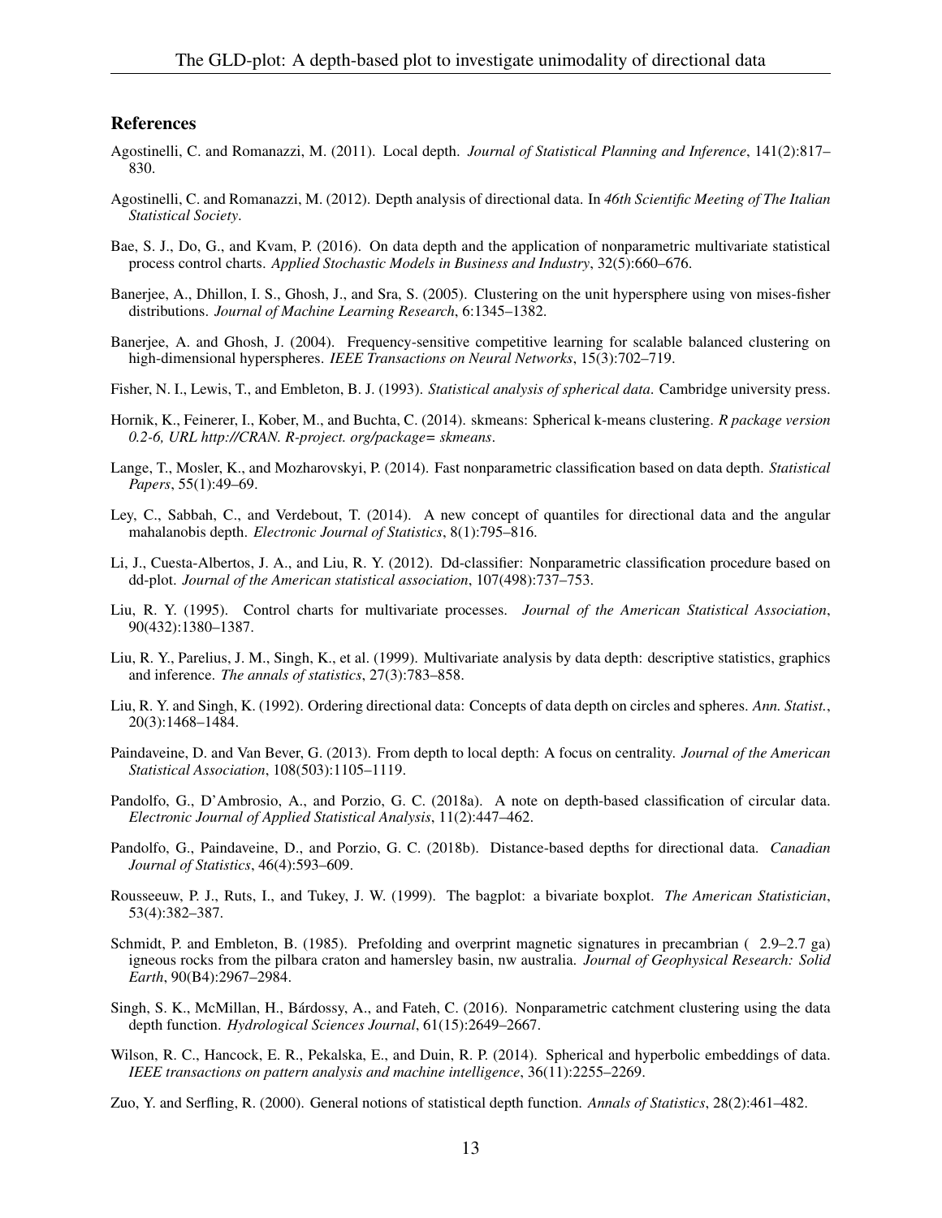## References

Agostinelli, C. and Romanazzi, M. (2011). Local depth. *Journal of Statistical Planning and Inference*, 141(2):817–830.

Agostinelli, C. and Romanazzi, M. (2012). Depth analysis of directional data. In *46th Scientific Meeting of The Italian Statistical Society*.

Bae, S. J., Do, G., and Kvam, P. (2016). On data depth and the application of nonparametric multivariate statistical process control charts. *Applied Stochastic Models in Business and Industry*, 32(5):660–676.

Banerjee, A., Dhillon, I. S., Ghosh, J., and Sra, S. (2005). Clustering on the unit hypersphere using von mises-fisher distributions. *Journal of Machine Learning Research*, 6:1345–1382.

Banerjee, A. and Ghosh, J. (2004). Frequency-sensitive competitive learning for scalable balanced clustering on high-dimensional hyperspheres. *IEEE Transactions on Neural Networks*, 15(3):702–719.

Fisher, N. I., Lewis, T., and Embleton, B. J. (1993). *Statistical analysis of spherical data*. Cambridge university press.

Hornik, K., Feinerer, I., Kober, M., and Buchta, C. (2014). skmeans: Spherical k-means clustering. *R package version 0.2-6, URL http://CRAN. R-project. org/package= skmeans*.

Lange, T., Mosler, K., and Mozharovskyi, P. (2014). Fast nonparametric classification based on data depth. *Statistical Papers*, 55(1):49–69.

Ley, C., Sabbah, C., and Verdebout, T. (2014). A new concept of quantiles for directional data and the angular mahalanobis depth. *Electronic Journal of Statistics*, 8(1):795–816.

Li, J., Cuesta-Albertos, J. A., and Liu, R. Y. (2012). Dd-classifier: Nonparametric classification procedure based on dd-plot. *Journal of the American statistical association*, 107(498):737–753.

Liu, R. Y. (1995). Control charts for multivariate processes. *Journal of the American Statistical Association*, 90(432):1380–1387.

Liu, R. Y., Parelius, J. M., Singh, K., et al. (1999). Multivariate analysis by data depth: descriptive statistics, graphics and inference. *The annals of statistics*, 27(3):783–858.

Liu, R. Y. and Singh, K. (1992). Ordering directional data: Concepts of data depth on circles and spheres. *Ann. Statist.*, 20(3):1468–1484.

Paindaveine, D. and Van Bever, G. (2013). From depth to local depth: A focus on centrality. *Journal of the American Statistical Association*, 108(503):1105–1119.

Pandolfo, G., D'Ambrosio, A., and Porzio, G. C. (2018a). A note on depth-based classification of circular data. *Electronic Journal of Applied Statistical Analysis*, 11(2):447–462.

Pandolfo, G., Paindaveine, D., and Porzio, G. C. (2018b). Distance-based depths for directional data. *Canadian Journal of Statistics*, 46(4):593–609.

Rousseeuw, P. J., Ruts, I., and Tukey, J. W. (1999). The bagplot: a bivariate boxplot. *The American Statistician*, 53(4):382–387.

Schmidt, P. and Embleton, B. (1985). Prefolding and overprint magnetic signatures in precambrian ( 2.9–2.7 ga) igneous rocks from the pilbara craton and hamersley basin, nw australia. *Journal of Geophysical Research: Solid Earth*, 90(B4):2967–2984.

Singh, S. K., McMillan, H., Bárdossy, A., and Fateh, C. (2016). Nonparametric catchment clustering using the data depth function. *Hydrological Sciences Journal*, 61(15):2649–2667.

Wilson, R. C., Hancock, E. R., Pekalska, E., and Duin, R. P. (2014). Spherical and hyperbolic embeddings of data. *IEEE transactions on pattern analysis and machine intelligence*, 36(11):2255–2269.

Zuo, Y. and Serfling, R. (2000). General notions of statistical depth function. *Annals of Statistics*, 28(2):461–482.